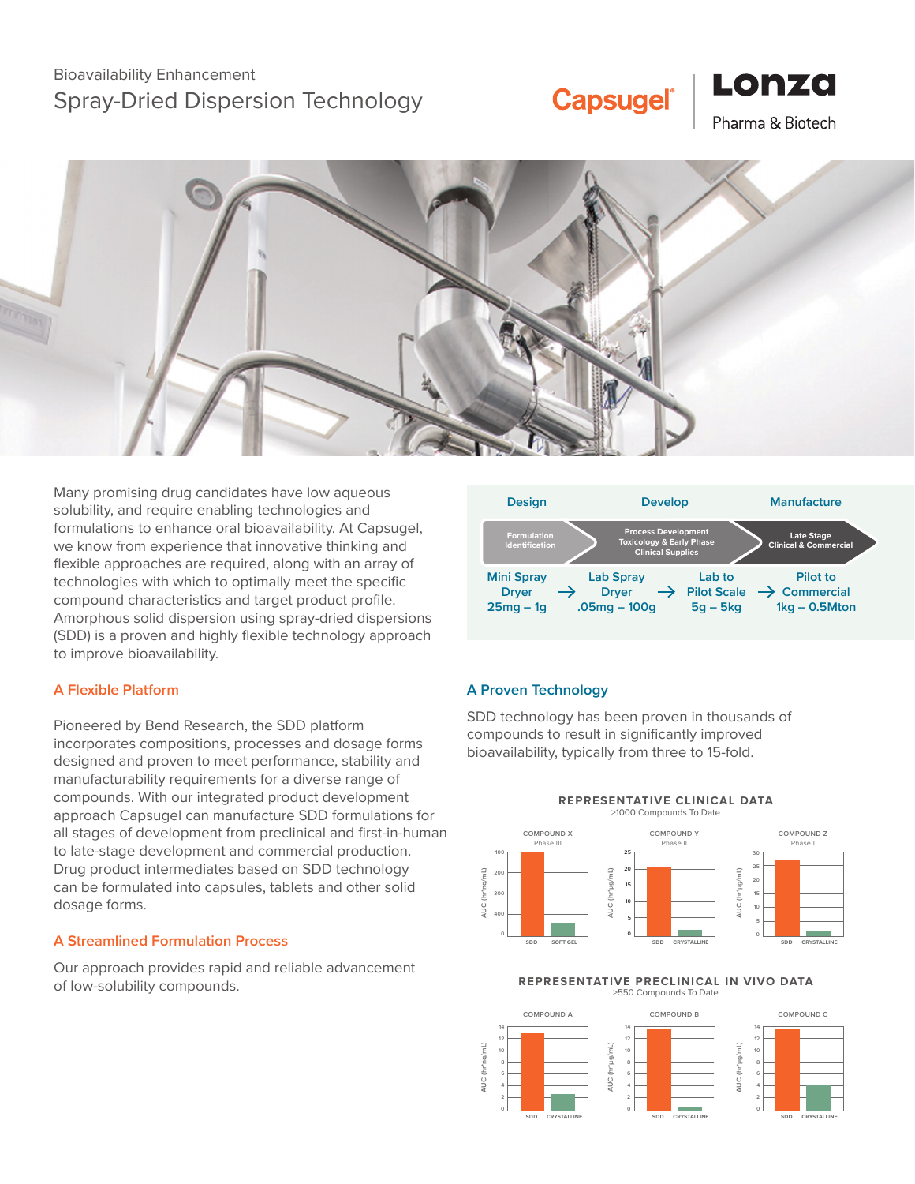Bioavailability Enhancement

# Spray-Dried Dispersion Technology

Capsugel | Lonza Pharma & Biotech

Many promising drug candidates have low aqueous solubility, and require enabling technologies and formulations to enhance oral bioavailability. At Capsugel, we know from experience that innovative thinking and flexible approaches are required, along with an array of technologies with which to optimally meet the specific compound characteristics and target product profile. Amorphous solid dispersion using spray-dried dispersions (SDD) is a proven and highly flexible technology approach to improve bioavailability.

| Design | Develop | | Manufacture |
|---|---|---|---|
| Formulation Identification | Process Development Toxicology & Early Phase Clinical Supplies | | Late Stage Clinical & Commercial |
| Mini Spray Dryer 25mg – 1g → | Lab Spray Dryer .05mg – 100g → | Lab to Pilot Scale 5g – 5kg → | Pilot to Commercial 1kg – 0.5Mton |

## A Flexible Platform

Pioneered by Bend Research, the SDD platform incorporates compositions, processes and dosage forms designed and proven to meet performance, stability and manufacturability requirements for a diverse range of compounds. With our integrated product development approach Capsugel can manufacture SDD formulations for all stages of development from preclinical and first-in-human to late-stage development and commercial production. Drug product intermediates based on SDD technology can be formulated into capsules, tablets and other solid dosage forms.

## A Streamlined Formulation Process

Our approach provides rapid and reliable advancement of low-solubility compounds.

## A Proven Technology

SDD technology has been proven in thousands of compounds to result in significantly improved bioavailability, typically from three to 15-fold.

**REPRESENTATIVE CLINICAL DATA**
>1000 Compounds To Date

COMPOUND X – Phase III (AUC (hr*ng/mL)): SDD vs SOFT GEL
COMPOUND Y – Phase II (AUC (hr*μg/mL)): SDD vs CRYSTALLINE
COMPOUND Z – Phase I (AUC (hr*μg/mL)): SDD vs CRYSTALLINE

**REPRESENTATIVE PRECLINICAL IN VIVO DATA**
>550 Compounds To Date

COMPOUND A (AUC (hr*ng/mL)): SDD vs CRYSTALLINE
COMPOUND B (AUC (hr*μg/mL)): SDD vs CRYSTALLINE
COMPOUND C (AUC (hr*μg/mL)): SDD vs CRYSTALLINE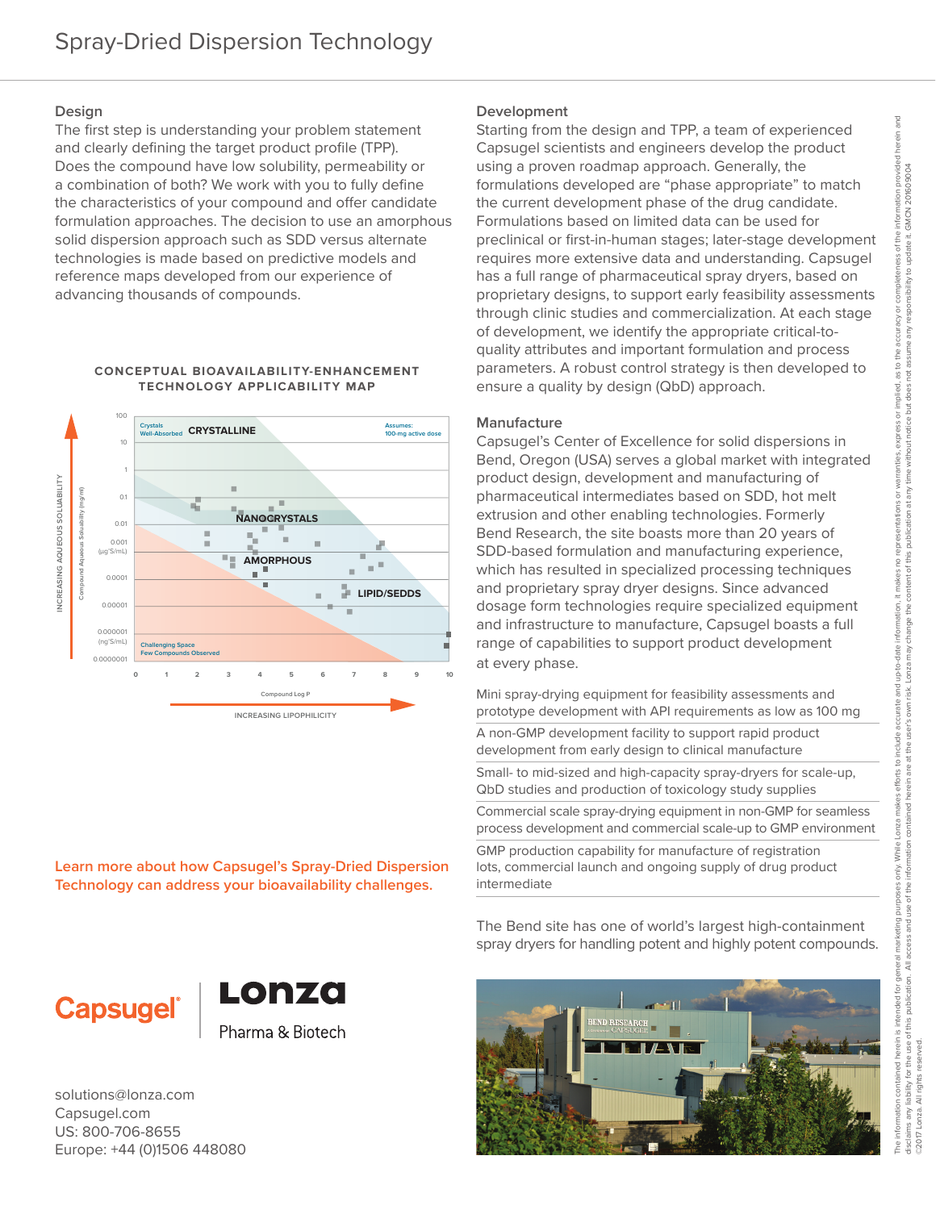# Spray-Dried Dispersion Technology

## Design

The first step is understanding your problem statement and clearly defining the target product profile (TPP). Does the compound have low solubility, permeability or a combination of both? We work with you to fully define the characteristics of your compound and offer candidate formulation approaches. The decision to use an amorphous solid dispersion approach such as SDD versus alternate technologies is made based on predictive models and reference maps developed from our experience of advancing thousands of compounds.

**CONCEPTUAL BIOAVAILABILITY-ENHANCEMENT TECHNOLOGY APPLICABILITY MAP**

INCREASING AQUEOUS SOLUABILITY

Compound Aqueous Soluability (mg/ml)

100
10
1
0.1
0.01
0.001 (µg/S/mL)
0.0001
0.00001
0.000001 (ng/S/mL)
0.0000001

Crystals Well-Absorbed

CRYSTALLINE

Assumes: 100-mg active dose

NANOCRYSTALS

AMORPHOUS

LIPID/SEDDS

Challenging Space Few Compounds Observed

0 1 2 3 4 5 6 7 8 9 10

Compound Log P

INCREASING LIPOPHILICITY

Learn more about how Capsugel's Spray-Dried Dispersion Technology can address your bioavailability challenges.

Capsugel®

Lonza

Pharma & Biotech

solutions@lonza.com
Capsugel.com
US: 800-706-8655
Europe: +44 (0)1506 448080

## Development

Starting from the design and TPP, a team of experienced Capsugel scientists and engineers develop the product using a proven roadmap approach. Generally, the formulations developed are "phase appropriate" to match the current development phase of the drug candidate. Formulations based on limited data can be used for preclinical or first-in-human stages; later-stage development requires more extensive data and understanding. Capsugel has a full range of pharmaceutical spray dryers, based on proprietary designs, to support early feasibility assessments through clinic studies and commercialization. At each stage of development, we identify the appropriate critical-to-quality attributes and important formulation and process parameters. A robust control strategy is then developed to ensure a quality by design (QbD) approach.

## Manufacture

Capsugel's Center of Excellence for solid dispersions in Bend, Oregon (USA) serves a global market with integrated product design, development and manufacturing of pharmaceutical intermediates based on SDD, hot melt extrusion and other enabling technologies. Formerly Bend Research, the site boasts more than 20 years of SDD-based formulation and manufacturing experience, which has resulted in specialized processing techniques and proprietary spray dryer designs. Since advanced dosage form technologies require specialized equipment and infrastructure to manufacture, Capsugel boasts a full range of capabilities to support product development at every phase.

- Mini spray-drying equipment for feasibility assessments and prototype development with API requirements as low as 100 mg
- A non-GMP development facility to support rapid product development from early design to clinical manufacture
- Small- to mid-sized and high-capacity spray-dryers for scale-up, QbD studies and production of toxicology study supplies
- Commercial scale spray-drying equipment in non-GMP for seamless process development and commercial scale-up to GMP environment
- GMP production capability for manufacture of registration lots, commercial launch and ongoing supply of drug product intermediate

The Bend site has one of world's largest high-containment spray dryers for handling potent and highly potent compounds.

The information contained herein is intended for general marketing purposes only. While Lonza makes efforts to include accurate and up-to-date information, it makes no representations or warranties, express or implied, as to the accuracy or completeness of the information provided herein and disclaims any liability for the use of this publication. All access and use of the information contained herein are at the user's own risk. Lonza may change the content of this publication at any time without notice but does not assume any responsibility to update it. GMCN 20160904
©2017 Lonza. All rights reserved.